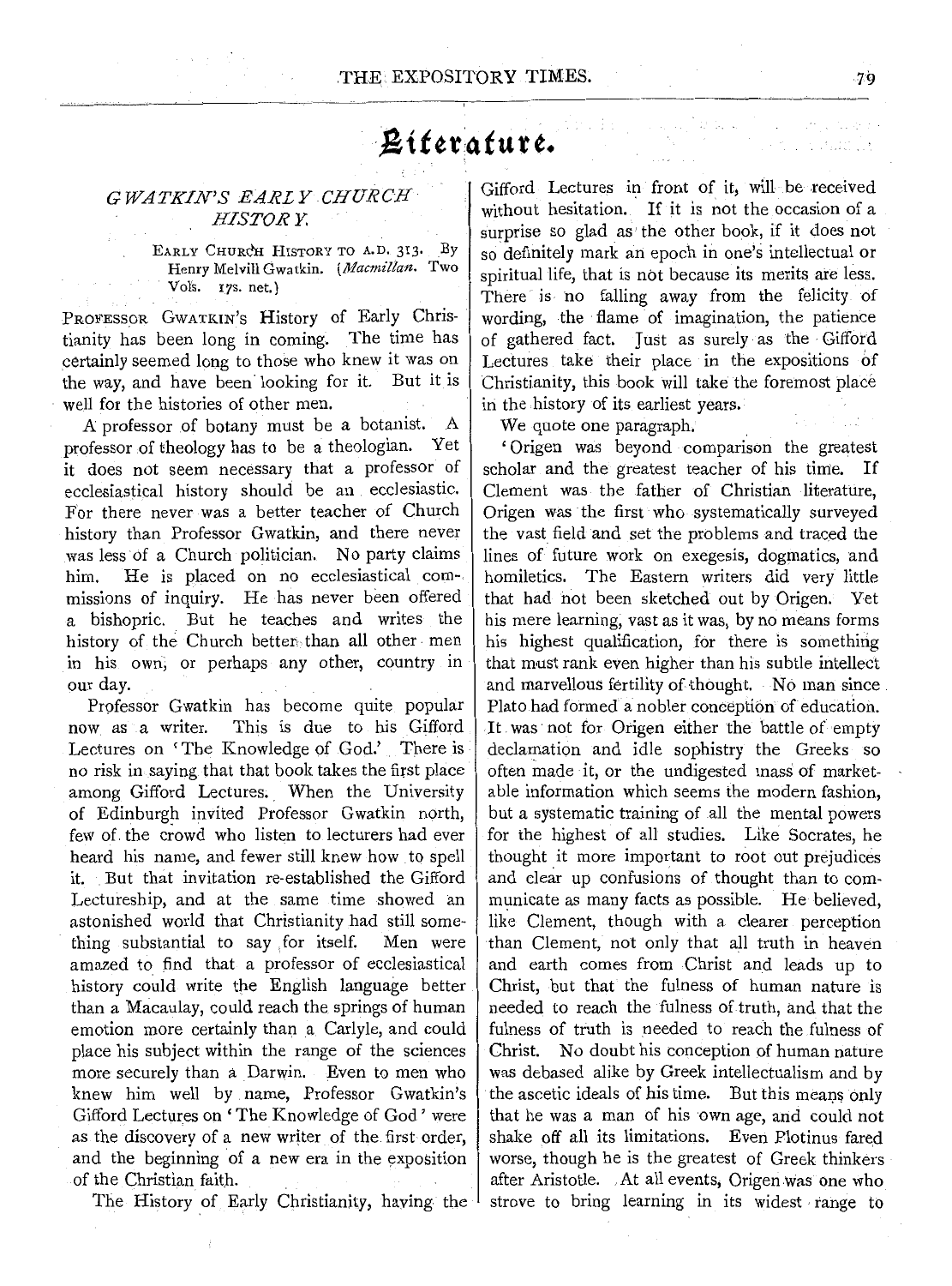# Literature.

## *GWATKIN'S EARLY CHURCH HISTORY.*

EARLY CHURCH HISTORY TO A.D. 313. By Henry Melvill Gwatkin. (*Macmillan.* Two Vols. 17s. net.)

PROFESSOR GWATKIN'S History of Early Christianity has been long in coming. The time has certainly seemed long to those who knew it was on the way, and have been looking for it. But it is well for the histories of other men.

A professor of botany must be a botanist. A professor of theology has to be a theologian. Yet it does not seem necessary that a professor of ecclesiastical history should be an ecclesiastic. For there never was a better teacher of Church history than Professor Gwatkin, and there never was less of a Church politician. No party claims him. He is placed on no ecclesiastical commissions of inquiry. He has never been offered a bishopric. But he teaches and writes the history of the Church better than all other men in his own, or perhaps any other, country in our day.

Professor Gwatkin has become quite popular now as a writer. This is due to his Gifford Lectures on 'The Knowledge of God.' There is no risk in saying that that book takes the first place among Gifford Lectures. When the University of Edinburgh invited Professor Gwatkin north, few of the crowd who listen to lecturers had ever heard his name, and fewer still knew how to spell it. But that invitation re-established the Gifford Lectureship, and at the same time showed an astonished world that Christianity had still something substantial to say for itself. Men were amazed to find that a professor of ecclesiastical history could write the English language better than a Macaulay, could reach the springs of human emotion more certainly than a Carlyle, and could place his subject within the range of the sciences more securely than a Darwin. Even to men who knew him well by name, Professor Gwatkin's Gifford Lectures on 'The Knowledge of God' were as the discovery of a new writer of the first order, and the beginning of a new era in the exposition of the Christian faith.

The History of Early Christianity, having the Gifford Lectures in front of it, will be received without hesitation. If it is not the occasion of a surprise so glad as the other book, if it does not so definitely mark an epoch in one's intellectual or spiritual life, that is not because its merits are less. There is no falling away from the felicity of wording, the flame of imagination, the patience of gathered fact. Just as surely as the Gifford Lectures take their place in the expositions of Christianity, this book will take the foremost place in the history of its earliest years.

We quote one paragraph.

'Origen was beyond comparison the greatest scholar and the greatest teacher of his time. If Clement was the father of Christian literature, Origen was the first who systematically surveyed the vast field and set the problems and traced the lines of future work on exegesis, dogmatics, and homiletics. The Eastern writers did very little that had not been sketched out by Origen. Yet his mere learning, vast as it was, by no means forms his highest qualification, for there is something that must rank even higher than his subtle intellect and marvellous fertility of thought. No man since Plato had formed a nobler conception of education. It was not for Origen either the battle of empty declamation and idle sophistry the Greeks so often made it, or the undigested mass of marketable information which seems the modern fashion, but a systematic training of all the mental powers for the highest of all studies. Like Socrates, he thought it more important to root out prejudices and clear up confusions of thought than to communicate as many facts as possible. He believed, like Clement, though with a clearer perception than Clement, not only that all truth in heaven and earth comes from Christ and leads up to Christ, but that the fulness of human nature is needed to reach the fulness of truth, and that the fulness of truth is needed to reach the fulness of Christ. No doubt his conception of human nature was debased alike by Greek intellectualism and by the ascetic ideals of his time. But this means only that he was a man of his own age, and could not shake off all its limitations. Even Plotinus fared worse, though he is the greatest of Greek thinkers after Aristotle. At all events, Origen was one who strove to bring learning in its widest range to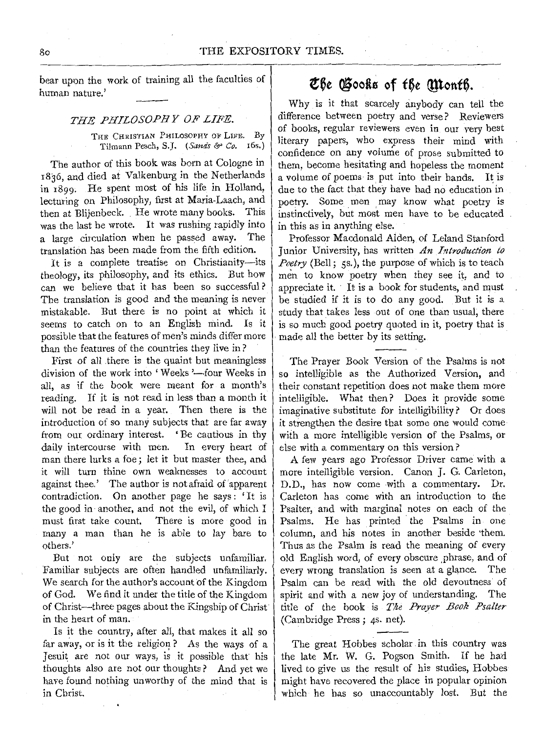bear upon the work of training all the faculties of human nature.'

### *THE PHILOSOPHY OF LIFE.*

THE CHRISTIAN PHILOSOPHY OF LIFE. By Tilmann Pesch, S.J. (*Sands & Co.* 16s.)

The author of this book was born at Cologne in 1836, and died at Valkenburg in the Netherlands in 1899. He spent most of his life in Holland, lecturing on Philosophy, first at Maria-Laach, and then at Blijenbeck. He wrote many books. This was the last he wrote. It was rushing rapidly into a large circulation when he passed away. The translation has been made from the fifth edition.

It is a complete treatise on Christianity—its theology, its philosophy, and its ethics. But how can we believe that it has been so successful? The translation is good and the meaning is never mistakable. But there is no point at which it seems to catch on to an English mind. Is it possible that the features of men's minds differ more than the features of the countries they live in?

First of all there is the quaint but meaningless division of the work into 'Weeks'—four Weeks in all, as if the book were meant for a month's reading. If it is not read in less than a month it will not be read in a year. Then there is the introduction of so many subjects that are far away from our ordinary interest. 'Be cautious in thy daily intercourse with men. In every heart of man there lurks a foe; let it but master thee, and it will turn thine own weaknesses to account against thee.' The author is not afraid of apparent contradiction. On another page he says: 'It is the good in another, and not the evil, of which I must first take count. There is more good in many a man than he is able to lay bare to others.'

But not only are the subjects unfamiliar. Familiar subjects are often handled unfamiliarly. We search for the author's account of the Kingdom of God. We find it under the title of the Kingdom of Christ—three pages about the Kingship of Christ in the heart of man.

Is it the country, after all, that makes it all so far away, or is it the religion? As the ways of a Jesuit are not our ways, is it possible that his thoughts also are not our thoughts? And yet we have found nothing unworthy of the mind that is in Christ.

## The Books of the Month.

Why is it that scarcely anybody can tell the difference between poetry and verse? Reviewers of books, regular reviewers even in our very best literary papers, who express their mind with confidence on any volume of prose submitted to them, become hesitating and hopeless the moment a volume of poems is put into their hands. It is due to the fact that they have had no education in poetry. Some men may know what poetry is instinctively, but most men have to be educated in this as in anything else.

Professor Macdonald Alden, of Leland Stanford Junior University, has written *An Introduction to Poetry* (Bell; 5s.), the purpose of which is to teach men to know poetry when they see it, and to appreciate it. It is a book for students, and must be studied if it is to do any good. But it is a study that takes less out of one than usual, there is so much good poetry quoted in it, poetry that is made all the better by its setting.

The Prayer Book Version of the Psalms is not so intelligible as the Authorized Version, and their constant repetition does not make them more intelligible. What then? Does it provide some imaginative substitute for intelligibility? Or does it strengthen the desire that some one would come with a more intelligible version of the Psalms, or else with a commentary on this version?

A few years ago Professor Driver came with a more intelligible version. Canon J. G. Carleton, D.D., has now come with a commentary. Dr. Carleton has come with an introduction to the Psalter, and with marginal notes on each of the Psalms. He has printed the Psalms in one column, and his notes in another beside them. Thus as the Psalm is read the meaning of every old English word, of every obscure phrase, and of every wrong translation is seen at a glance. The Psalm can be read with the old devoutness of spirit and with a new joy of understanding. The title of the book is *The Prayer Book Psalter* (Cambridge Press; 4s. net).

The great Hobbes scholar in this country was the late Mr. W. G. Pogson Smith. If he had lived to give us the result of his studies, Hobbes might have recovered the place in popular opinion which he has so unaccountably lost. But the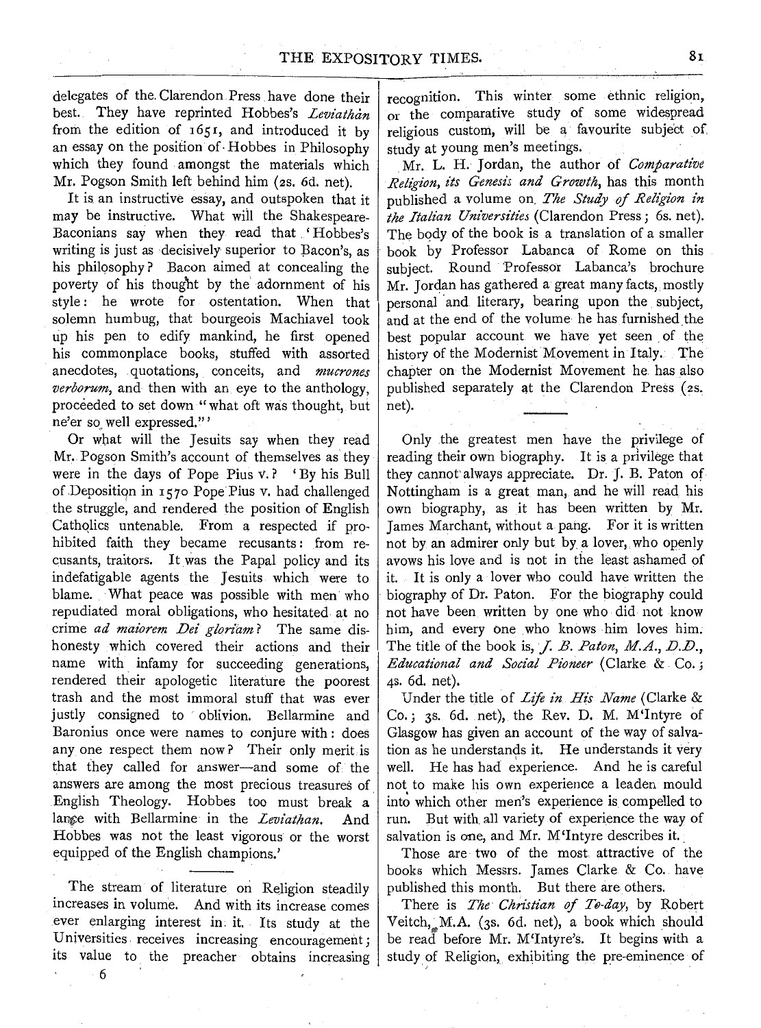delegates of the Clarendon Press have done their best. They have reprinted Hobbes's *Leviathan* from the edition of 1651, and introduced it by an essay on the position of Hobbes in Philosophy which they found amongst the materials which Mr. Pogson Smith left behind him (2s. 6d. net).

It is an instructive essay, and outspoken that it may be instructive. What will the Shakespeare-Baconians say when they read that 'Hobbes's writing is just as decisively superior to Bacon's, as his philosophy? Bacon aimed at concealing the poverty of his thought by the adornment of his style: he wrote for ostentation. When that solemn humbug, that bourgeois Machiavel took up his pen to edify mankind, he first opened his commonplace books, stuffed with assorted anecdotes, quotations, conceits, and *mucrones verborum*, and then with an eye to the anthology, proceeded to set down "what oft was thought, but ne'er so well expressed."'

Or what will the Jesuits say when they read Mr. Pogson Smith's account of themselves as they were in the days of Pope Pius v.? 'By his Bull of Deposition in 1570 Pope Pius v. had challenged the struggle, and rendered the position of English Catholics untenable. From a respected if prohibited faith they became recusants: from recusants, traitors. It was the Papal policy and its indefatigable agents the Jesuits which were to blame. What peace was possible with men who repudiated moral obligations, who hesitated at no crime *ad maiorem Dei gloriam*? The same dishonesty which covered their actions and their name with infamy for succeeding generations, rendered their apologetic literature the poorest trash and the most immoral stuff that was ever justly consigned to oblivion. Bellarmine and Baronius once were names to conjure with: does any one respect them now? Their only merit is that they called for answer—and some of the answers are among the most precious treasures of English Theology. Hobbes too must break a lance with Bellarmine in the *Leviathan*. And Hobbes was not the least vigorous or the worst equipped of the English champions.'

---

The stream of literature on Religion steadily increases in volume. And with its increase comes ever enlarging interest in it. Its study at the Universities receives increasing encouragement; its value to the preacher obtains increasing recognition. This winter some ethnic religion, or the comparative study of some widespread religious custom, will be a favourite subject of study at young men's meetings.

Mr. L. H. Jordan, the author of *Comparative Religion, its Genesis and Growth*, has this month published a volume on *The Study of Religion in the Italian Universities* (Clarendon Press; 6s. net). The body of the book is a translation of a smaller book by Professor Labanca of Rome on this subject. Round Professor Labanca's brochure Mr. Jordan has gathered a great many facts, mostly personal and literary, bearing upon the subject, and at the end of the volume he has furnished the best popular account we have yet seen of the history of the Modernist Movement in Italy. The chapter on the Modernist Movement he has also published separately at the Clarendon Press (2s. net).

---

Only the greatest men have the privilege of reading their own biography. It is a privilege that they cannot always appreciate. Dr. J. B. Paton of Nottingham is a great man, and he will read his own biography, as it has been written by Mr. James Marchant, without a pang. For it is written not by an admirer only but by a lover, who openly avows his love and is not in the least ashamed of it. It is only a lover who could have written the biography of Dr. Paton. For the biography could not have been written by one who did not know him, and every one who knows him loves him. The title of the book is, *J. B. Paton, M.A., D.D., Educational and Social Pioneer* (Clarke & Co.; 4s. 6d. net).

Under the title of *Life in His Name* (Clarke & Co.; 3s. 6d. net), the Rev. D. M. M'Intyre of Glasgow has given an account of the way of salvation as he understands it. He understands it very well. He has had experience. And he is careful not to make his own experience a leaden mould into which other men's experience is compelled to run. But with all variety of experience the way of salvation is one, and Mr. M'Intyre describes it.

Those are two of the most attractive of the books which Messrs. James Clarke & Co. have published this month. But there are others.

There is *The Christian of To-day*, by Robert Veitch, M.A. (3s. 6d. net), a book which should be read before Mr. M'Intyre's. It begins with a study of Religion, exhibiting the pre-eminence of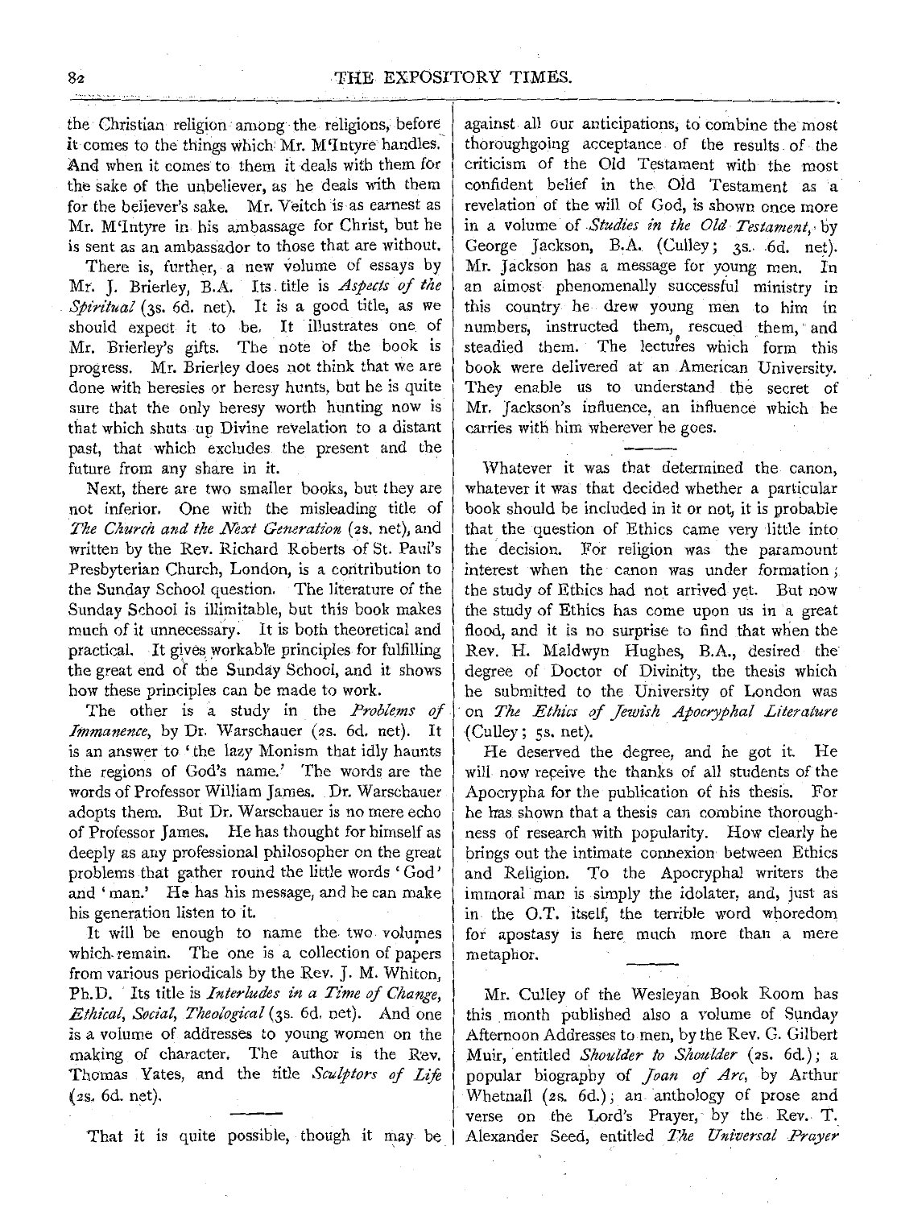the Christian religion among the religions, before it comes to the things which Mr. M'Intyre handles. And when it comes to them it deals with them for the sake of the unbeliever, as he deals with them for the believer's sake. Mr. Veitch is as earnest as Mr. M'Intyre in his ambassage for Christ, but he is sent as an ambassador to those that are without.

There is, further, a new volume of essays by Mr. J. Brierley, B.A. Its title is *Aspects of the Spiritual* (3s. 6d. net). It is a good title, as we should expect it to be. It illustrates one of Mr. Brierley's gifts. The note of the book is progress. Mr. Brierley does not think that we are done with heresies or heresy hunts, but he is quite sure that the only heresy worth hunting now is that which shuts up Divine revelation to a distant past, that which excludes the present and the future from any share in it.

Next, there are two smaller books, but they are not inferior. One with the misleading title of *The Church and the Next Generation* (2s. net), and written by the Rev. Richard Roberts of St. Paul's Presbyterian Church, London, is a contribution to the Sunday School question. The literature of the Sunday School is illimitable, but this book makes much of it unnecessary. It is both theoretical and practical. It gives workable principles for fulfilling the great end of the Sunday School, and it shows how these principles can be made to work.

The other is a study in the *Problems of Immanence*, by Dr. Warschauer (2s. 6d. net). It is an answer to 'the lazy Monism that idly haunts the regions of God's name.' The words are the words of Professor William James. Dr. Warschauer adopts them. But Dr. Warschauer is no mere echo of Professor James. He has thought for himself as deeply as any professional philosopher on the great problems that gather round the little words 'God' and 'man.' He has his message, and he can make his generation listen to it.

It will be enough to name the two volumes which remain. The one is a collection of papers from various periodicals by the Rev. J. M. Whiton, Ph.D. Its title is *Interludes in a Time of Change, Ethical, Social, Theological* (3s. 6d. net). And one is a volume of addresses to young women on the making of character. The author is the Rev. Thomas Yates, and the title *Sculptors of Life* (2s. 6d. net).

---

That it is quite possible, though it may be against all our anticipations, to combine the most thoroughgoing acceptance of the results of the criticism of the Old Testament with the most confident belief in the Old Testament as a revelation of the will of God, is shown once more in a volume of *Studies in the Old Testament*, by George Jackson, B.A. (Culley; 3s. 6d. net). Mr. Jackson has a message for young men. In an almost phenomenally successful ministry in this country he drew young men to him in numbers, instructed them, rescued them, and steadied them. The lectures which form this book were delivered at an American University. They enable us to understand the secret of Mr. Jackson's influence, an influence which he carries with him wherever he goes.

---

Whatever it was that determined the canon, whatever it was that decided whether a particular book should be included in it or not, it is probable that the question of Ethics came very little into the decision. For religion was the paramount interest when the canon was under formation; the study of Ethics had not arrived yet. But now the study of Ethics has come upon us in a great flood, and it is no surprise to find that when the Rev. H. Maldwyn Hughes, B.A., desired the degree of Doctor of Divinity, the thesis which he submitted to the University of London was on *The Ethics of Jewish Apocryphal Literature* (Culley; 5s. net).

He deserved the degree, and he got it. He will now receive the thanks of all students of the Apocrypha for the publication of his thesis. For he has shown that a thesis can combine thoroughness of research with popularity. How clearly he brings out the intimate connexion between Ethics and Religion. To the Apocryphal writers the immoral man is simply the idolater, and, just as in the O.T. itself, the terrible word whoredom for apostasy is here much more than a mere metaphor.

---

Mr. Culley of the Wesleyan Book Room has this month published also a volume of Sunday Afternoon Addresses to men, by the Rev. G. Gilbert Muir, entitled *Shoulder to Shoulder* (2s. 6d.); a popular biography of *Joan of Arc*, by Arthur Whetnall (2s. 6d.); an anthology of prose and verse on the Lord's Prayer, by the Rev. T. Alexander Seed, entitled *The Universal Prayer*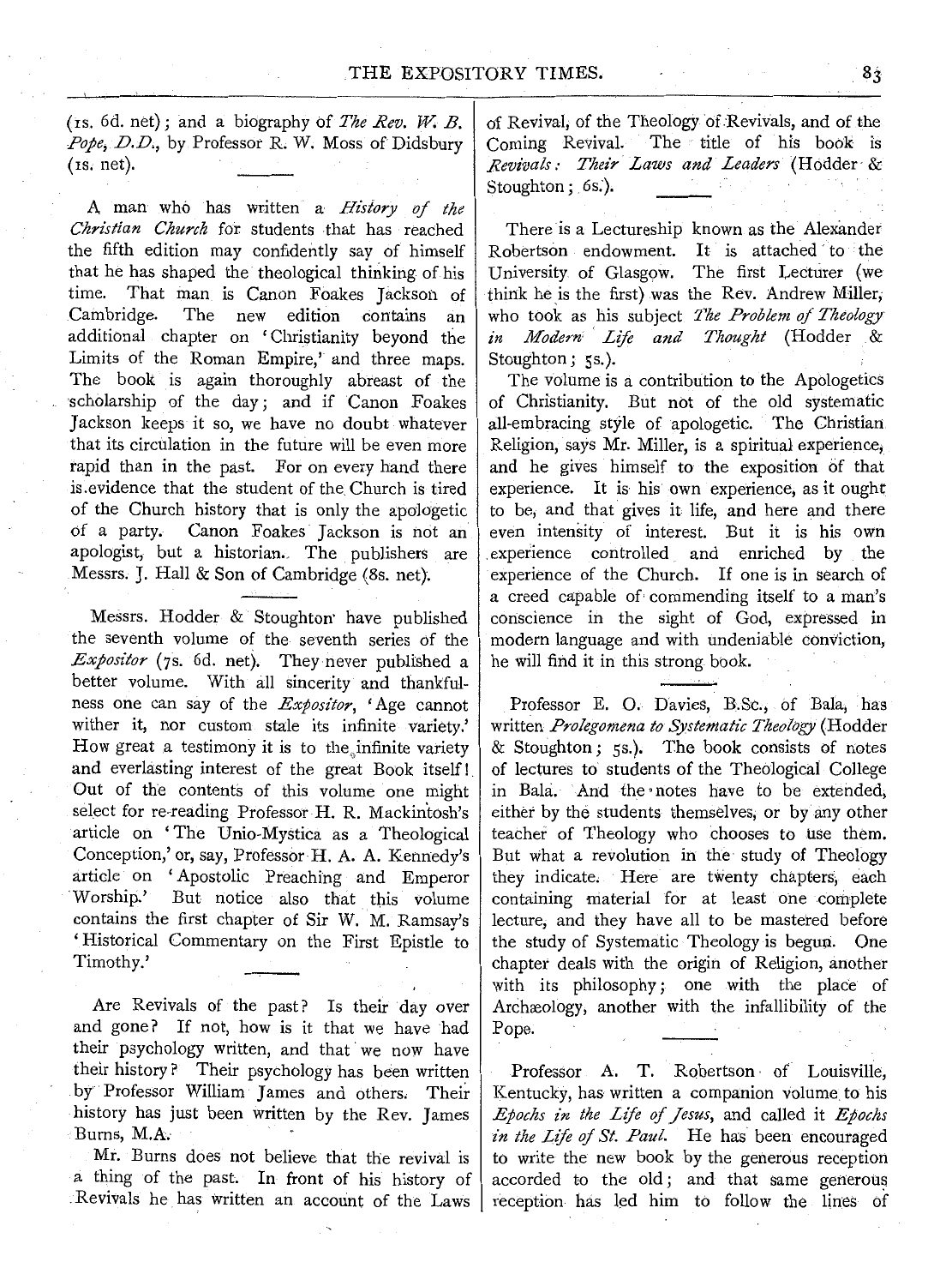(1s. 6d. net); and a biography of *The Rev. W. B. Pope, D.D.*, by Professor R. W. Moss of Didsbury (1s. net).

A man who has written a *History of the Christian Church* for students that has reached the fifth edition may confidently say of himself that he has shaped the theological thinking of his time. That man is Canon Foakes Jackson of Cambridge. The new edition contains an additional chapter on 'Christianity beyond the Limits of the Roman Empire,' and three maps. The book is again thoroughly abreast of the scholarship of the day; and if Canon Foakes Jackson keeps it so, we have no doubt whatever that its circulation in the future will be even more rapid than in the past. For on every hand there is evidence that the student of the Church is tired of the Church history that is only the apologetic of a party. Canon Foakes Jackson is not an apologist, but a historian. The publishers are Messrs. J. Hall & Son of Cambridge (8s. net).

Messrs. Hodder & Stoughton have published the seventh volume of the seventh series of the *Expositor* (7s. 6d. net). They never published a better volume. With all sincerity and thankfulness one can say of the *Expositor*, 'Age cannot wither it, nor custom stale its infinite variety.' How great a testimony it is to the infinite variety and everlasting interest of the great Book itself! Out of the contents of this volume one might select for re-reading Professor H. R. Mackintosh's article on 'The Unio-Mystica as a Theological Conception,' or, say, Professor H. A. A. Kennedy's article on 'Apostolic Preaching and Emperor Worship.' But notice also that this volume contains the first chapter of Sir W. M. Ramsay's 'Historical Commentary on the First Epistle to Timothy.'

Are Revivals of the past? Is their day over and gone? If not, how is it that we have had their psychology written, and that we now have their history? Their psychology has been written by Professor William James and others. Their history has just been written by the Rev. James Burns, M.A.

Mr. Burns does not believe that the revival is a thing of the past. In front of his history of Revivals he has written an account of the Laws of Revival, of the Theology of Revivals, and of the Coming Revival. The title of his book is *Revivals: Their Laws and Leaders* (Hodder & Stoughton; 6s.).

There is a Lectureship known as the Alexander Robertson endowment. It is attached to the University of Glasgow. The first Lecturer (we think he is the first) was the Rev. Andrew Miller, who took as his subject *The Problem of Theology in Modern Life and Thought* (Hodder & Stoughton; 5s.).

The volume is a contribution to the Apologetics of Christianity. But not of the old systematic all-embracing style of apologetic. The Christian Religion, says Mr. Miller, is a spiritual experience, and he gives himself to the exposition of that experience. It is his own experience, as it ought to be, and that gives it life, and here and there even intensity of interest. But it is his own experience controlled and enriched by the experience of the Church. If one is in search of a creed capable of commending itself to a man's conscience in the sight of God, expressed in modern language and with undeniable conviction, he will find it in this strong book.

Professor E. O. Davies, B.Sc., of Bala, has written *Prolegomena to Systematic Theology* (Hodder & Stoughton; 5s.). The book consists of notes of lectures to students of the Theological College in Bala. And the notes have to be extended, either by the students themselves, or by any other teacher of Theology who chooses to use them. But what a revolution in the study of Theology they indicate. Here are twenty chapters, each containing material for at least one complete lecture, and they have all to be mastered before the study of Systematic Theology is begun. One chapter deals with the origin of Religion, another with its philosophy; one with the place of Archæology, another with the infallibility of the Pope.

Professor A. T. Robertson of Louisville, Kentucky, has written a companion volume to his *Epochs in the Life of Jesus*, and called it *Epochs in the Life of St. Paul*. He has been encouraged to write the new book by the generous reception accorded to the old; and that same generous reception has led him to follow the lines of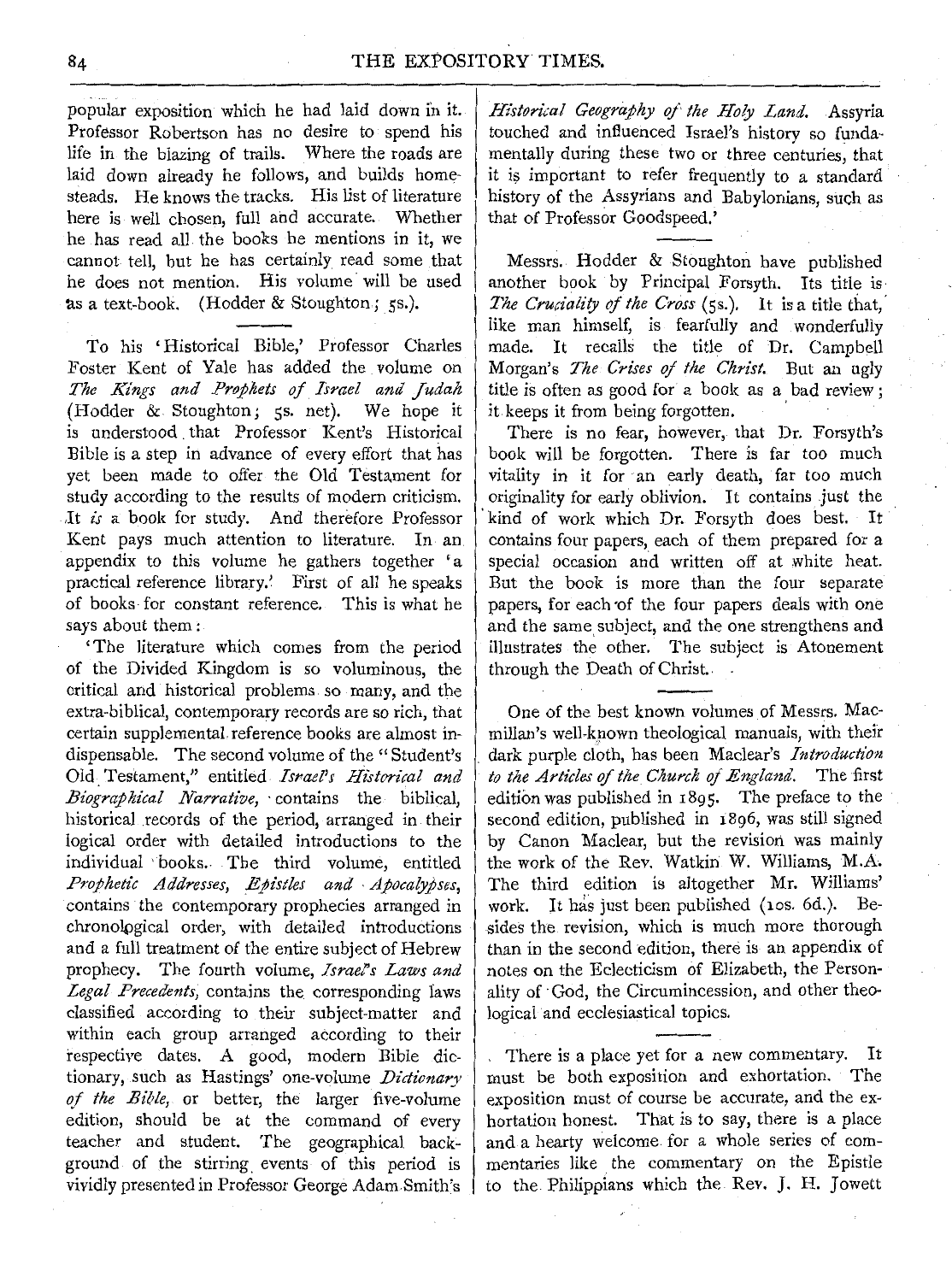popular exposition which he had laid down in it. Professor Robertson has no desire to spend his life in the blazing of trails. Where the roads are laid down already he follows, and builds homesteads. He knows the tracks. His list of literature here is well chosen, full and accurate. Whether he has read all the books he mentions in it, we cannot tell, but he has certainly read some that he does not mention. His volume will be used as a text-book. (Hodder & Stoughton; 5s.).

---

To his 'Historical Bible,' Professor Charles Foster Kent of Yale has added the volume on *The Kings and Prophets of Israel and Judah* (Hodder & Stoughton; 5s. net). We hope it is understood that Professor Kent's Historical Bible is a step in advance of every effort that has yet been made to offer the Old Testament for study according to the results of modern criticism. It *is* a book for study. And therefore Professor Kent pays much attention to literature. In an appendix to this volume he gathers together 'a practical reference library.' First of all he speaks of books for constant reference. This is what he says about them:

'The literature which comes from the period of the Divided Kingdom is so voluminous, the critical and historical problems so many, and the extra-biblical, contemporary records are so rich, that certain supplemental reference books are almost indispensable. The second volume of the "Student's Old Testament," entitled *Israel's Historical and Biographical Narrative*, contains the biblical, historical records of the period, arranged in their logical order with detailed introductions to the individual books. The third volume, entitled *Prophetic Addresses, Epistles and Apocalypses*, contains the contemporary prophecies arranged in chronological order, with detailed introductions and a full treatment of the entire subject of Hebrew prophecy. The fourth volume, *Israel's Laws and Legal Precedents*, contains the corresponding laws classified according to their subject-matter and within each group arranged according to their respective dates. A good, modern Bible dictionary, such as Hastings' one-volume *Dictionary of the Bible*, or better, the larger five-volume edition, should be at the command of every teacher and student. The geographical background of the stirring events of this period is vividly presented in Professor George Adam Smith's *Historical Geography of the Holy Land*. Assyria touched and influenced Israel's history so fundamentally during these two or three centuries, that it is important to refer frequently to a standard history of the Assyrians and Babylonians, such as that of Professor Goodspeed.'

---

Messrs. Hodder & Stoughton have published another book by Principal Forsyth. Its title is *The Cruciality of the Cross* (5s.). It is a title that, like man himself, is fearfully and wonderfully made. It recalls the title of Dr. Campbell Morgan's *The Crises of the Christ*. But an ugly title is often as good for a book as a bad review; it keeps it from being forgotten.

There is no fear, however, that Dr. Forsyth's book will be forgotten. There is far too much vitality in it for an early death, far too much originality for early oblivion. It contains just the kind of work which Dr. Forsyth does best. It contains four papers, each of them prepared for a special occasion and written off at white heat. But the book is more than the four separate papers, for each of the four papers deals with one and the same subject, and the one strengthens and illustrates the other. The subject is Atonement through the Death of Christ.

---

One of the best known volumes of Messrs. Macmillan's well-known theological manuals, with their dark purple cloth, has been Maclear's *Introduction to the Articles of the Church of England*. The first edition was published in 1895. The preface to the second edition, published in 1896, was still signed by Canon Maclear, but the revision was mainly the work of the Rev. Watkin W. Williams, M.A. The third edition is altogether Mr. Williams' work. It has just been published (10s. 6d.). Besides the revision, which is much more thorough than in the second edition, there is an appendix of notes on the Eclecticism of Elizabeth, the Personality of God, the Circumincession, and other theological and ecclesiastical topics.

---

There is a place yet for a new commentary. It must be both exposition and exhortation. The exposition must of course be accurate, and the exhortation honest. That is to say, there is a place and a hearty welcome for a whole series of commentaries like the commentary on the Epistle to the Philippians which the Rev. J. H. Jowett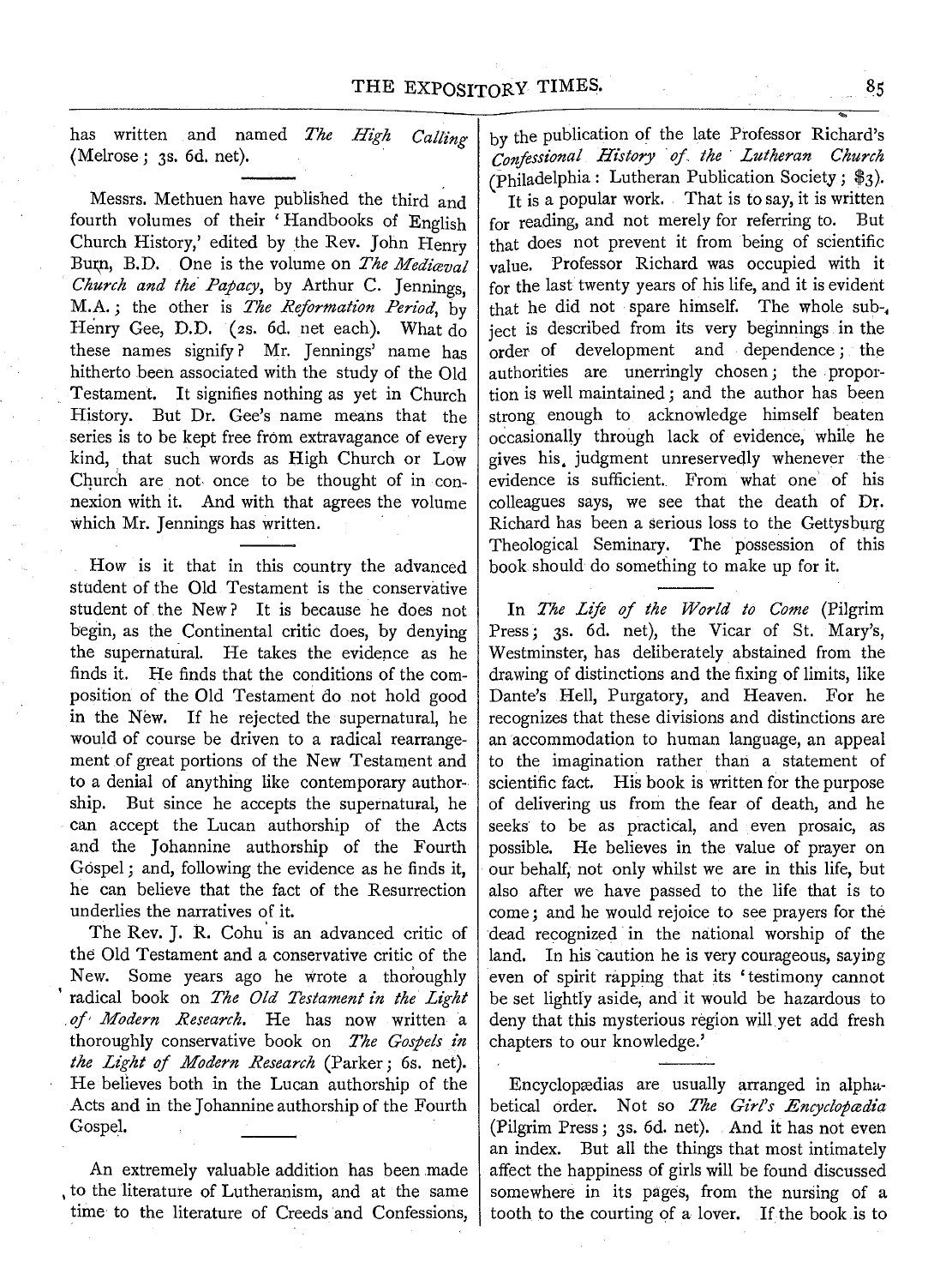has written and named *The High Calling* (Melrose; 3s. 6d. net).

---

Messrs. Methuen have published the third and fourth volumes of their 'Handbooks of English Church History,' edited by the Rev. John Henry Burn, B.D. One is the volume on *The Mediæval Church and the Papacy*, by Arthur C. Jennings, M.A.; the other is *The Reformation Period*, by Henry Gee, D.D. (2s. 6d. net each). What do these names signify? Mr. Jennings' name has hitherto been associated with the study of the Old Testament. It signifies nothing as yet in Church History. But Dr. Gee's name means that the series is to be kept free from extravagance of every kind, that such words as High Church or Low Church are not once to be thought of in connexion with it. And with that agrees the volume which Mr. Jennings has written.

---

How is it that in this country the advanced student of the Old Testament is the conservative student of the New? It is because he does not begin, as the Continental critic does, by denying the supernatural. He takes the evidence as he finds it. He finds that the conditions of the composition of the Old Testament do not hold good in the New. If he rejected the supernatural, he would of course be driven to a radical rearrangement of great portions of the New Testament and to a denial of anything like contemporary authorship. But since he accepts the supernatural, he can accept the Lucan authorship of the Acts and the Johannine authorship of the Fourth Gospel; and, following the evidence as he finds it, he can believe that the fact of the Resurrection underlies the narratives of it.

The Rev. J. R. Cohu is an advanced critic of the Old Testament and a conservative critic of the New. Some years ago he wrote a thoroughly radical book on *The Old Testament in the Light of Modern Research.* He has now written a thoroughly conservative book on *The Gospels in the Light of Modern Research* (Parker; 6s. net). He believes both in the Lucan authorship of the Acts and in the Johannine authorship of the Fourth Gospel.

---

An extremely valuable addition has been made to the literature of Lutheranism, and at the same time to the literature of Creeds and Confessions, by the publication of the late Professor Richard's *Confessional History of the Lutheran Church* (Philadelphia: Lutheran Publication Society; $3).

It is a popular work. That is to say, it is written for reading, and not merely for referring to. But that does not prevent it from being of scientific value. Professor Richard was occupied with it for the last twenty years of his life, and it is evident that he did not spare himself. The whole subject is described from its very beginnings in the order of development and dependence; the authorities are unerringly chosen; the proportion is well maintained; and the author has been strong enough to acknowledge himself beaten occasionally through lack of evidence, while he gives his judgment unreservedly whenever the evidence is sufficient. From what one of his colleagues says, we see that the death of Dr. Richard has been a serious loss to the Gettysburg Theological Seminary. The possession of this book should do something to make up for it.

---

In *The Life of the World to Come* (Pilgrim Press; 3s. 6d. net), the Vicar of St. Mary's, Westminster, has deliberately abstained from the drawing of distinctions and the fixing of limits, like Dante's Hell, Purgatory, and Heaven. For he recognizes that these divisions and distinctions are an accommodation to human language, an appeal to the imagination rather than a statement of scientific fact. His book is written for the purpose of delivering us from the fear of death, and he seeks to be as practical, and even prosaic, as possible. He believes in the value of prayer on our behalf, not only whilst we are in this life, but also after we have passed to the life that is to come; and he would rejoice to see prayers for the dead recognized in the national worship of the land. In his caution he is very courageous, saying even of spirit rapping that its 'testimony cannot be set lightly aside, and it would be hazardous to deny that this mysterious region will yet add fresh chapters to our knowledge.'

---

Encyclopædias are usually arranged in alphabetical order. Not so *The Girl's Encyclopædia* (Pilgrim Press; 3s. 6d. net). And it has not even an index. But all the things that most intimately affect the happiness of girls will be found discussed somewhere in its pages, from the nursing of a tooth to the courting of a lover. If the book is to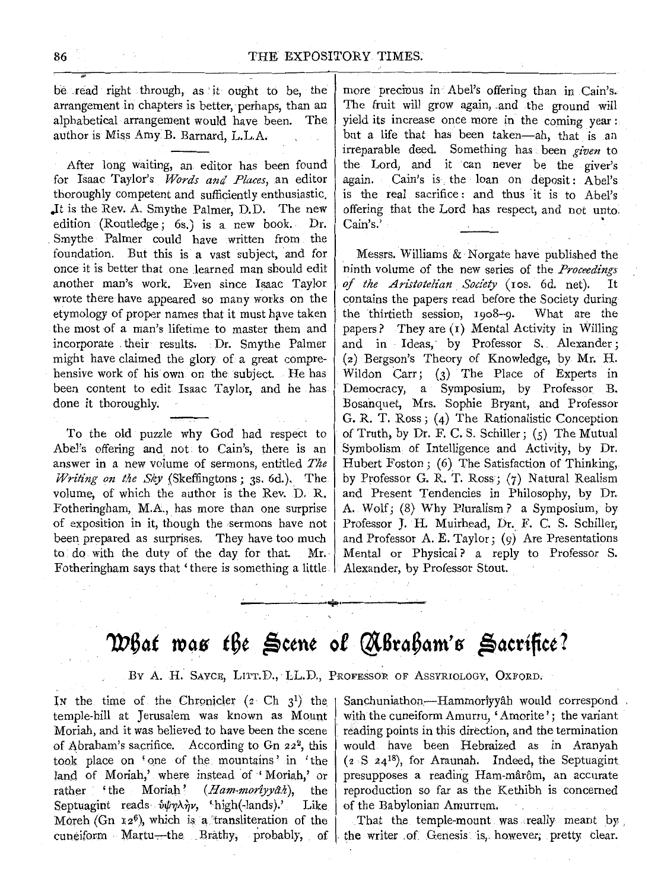be read right through, as it ought to be, the arrangement in chapters is better, perhaps, than an alphabetical arrangement would have been. The author is Miss Amy B. Barnard, L.L.A.

After long waiting, an editor has been found for Isaac Taylor's *Words and Places*, an editor thoroughly competent and sufficiently enthusiastic. It is the Rev. A. Smythe Palmer, D.D. The new edition (Routledge; 6s.) is a new book. Dr. Smythe Palmer could have written from the foundation. But this is a vast subject, and for once it is better that one learned man should edit another man's work. Even since Isaac Taylor wrote there have appeared so many works on the etymology of proper names that it must have taken the most of a man's lifetime to master them and incorporate their results. Dr. Smythe Palmer might have claimed the glory of a great comprehensive work of his own on the subject. He has been content to edit Isaac Taylor, and he has done it thoroughly.

To the old puzzle why God had respect to Abel's offering and not to Cain's, there is an answer in a new volume of sermons, entitled *The Writing on the Sky* (Skeffingtons; 3s. 6d.). The volume, of which the author is the Rev. D. R. Fotheringham, M.A., has more than one surprise of exposition in it, though the sermons have not been prepared as surprises. They have too much to do with the duty of the day for that. Mr. Fotheringham says that 'there is something a little more precious in Abel's offering than in Cain's. The fruit will grow again, and the ground will yield its increase once more in the coming year: but a life that has been taken—ah, that is an irreparable deed. Something has been *given* to the Lord, and it can never be the giver's again. Cain's is the loan on deposit: Abel's is the real sacrifice: and thus it is to Abel's offering that the Lord has respect, and not unto Cain's.'

Messrs. Williams & Norgate have published the ninth volume of the new series of the *Proceedings of the Aristotelian Society* (10s. 6d. net). It contains the papers read before the Society during the thirtieth session, 1908–9. What are the papers? They are (1) Mental Activity in Willing and in Ideas, by Professor S. Alexander; (2) Bergson's Theory of Knowledge, by Mr. H. Wildon Carr; (3) The Place of Experts in Democracy, a Symposium, by Professor B. Bosanquet, Mrs. Sophie Bryant, and Professor G. R. T. Ross; (4) The Rationalistic Conception of Truth, by Dr. F. C. S. Schiller; (5) The Mutual Symbolism of Intelligence and Activity, by Dr. Hubert Foston; (6) The Satisfaction of Thinking, by Professor G. R. T. Ross; (7) Natural Realism and Present Tendencies in Philosophy, by Dr. A. Wolf; (8) Why Pluralism? a Symposium, by Professor J. H. Muirhead, Dr. F. C. S. Schiller, and Professor A. E. Taylor; (9) Are Presentations Mental or Physical? a reply to Professor S. Alexander, by Professor Stout.

# What was the Scene of Abraham's Sacrifice?

By A. H. Sayce, Litt.D., LL.D., Professor of Assyriology, Oxford.

In the time of the Chronicler (2 Ch 3[1]) the temple-hill at Jerusalem was known as Mount Moriah, and it was believed to have been the scene of Abraham's sacrifice. According to Gn 22[2], this took place on 'one of the mountains' in 'the land of Moriah,' where instead of 'Moriah,' or rather 'the Moriah' (*Ham-morîyyâh*), the Septuagint reads ὑψηλήν, 'high(-lands).' Like Môreh (Gn 12[6]), which is a transliteration of the cuneiform Martu—the Brathy, probably, of Sanchuniathon—Hammorîyyâh would correspond with the cuneiform Amurru, 'Amorite'; the variant reading points in this direction, and the termination would have been Hebraized as in Aranyah (2 S 24[18]), for Araunah. Indeed, the Septuagint presupposes a reading Ham-mârôm, an accurate reproduction so far as the Kethibh is concerned of the Babylonian Amurrum.

That the temple-mount was really meant by the writer of Genesis is, however, pretty clear.